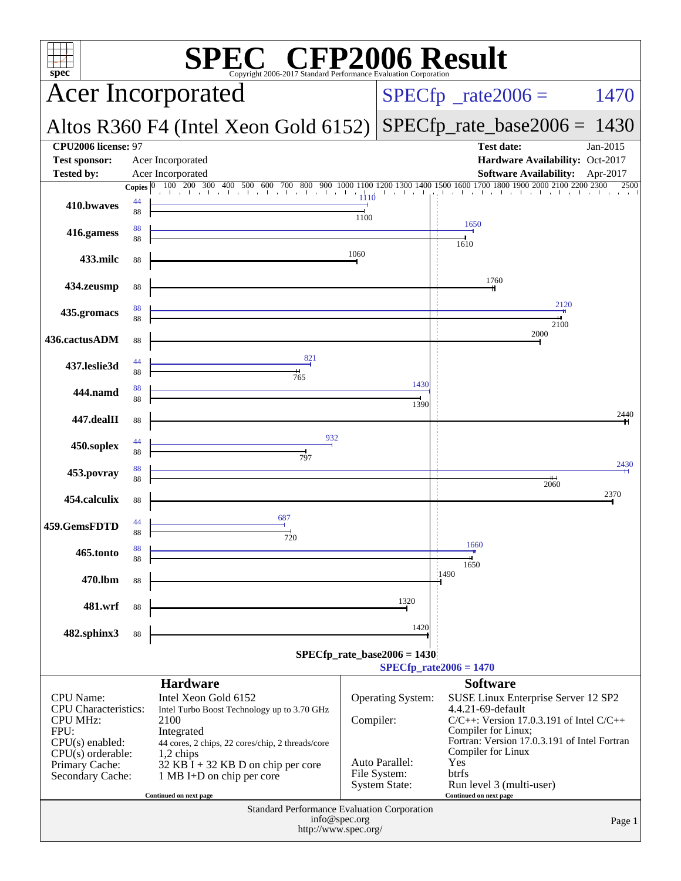# SPEC® CFP2006 Result

Copyright 2006-2017 Standard Performance Evaluation Corporation

## Acer Incorporated

## Altos R360 F4 (Intel Xeon Gold 6152)

SPECfp_rate2006 = 1470

SPECfp_rate_base2006 = 1430

| | | | |
|---|---|---|---|
| **CPU2006 license:** 97 | | **Test date:** | Jan-2015 |
| **Test sponsor:** | Acer Incorporated | **Hardware Availability:** | Oct-2017 |
| **Tested by:** | Acer Incorporated | **Software Availability:** | Apr-2017 |

| Benchmark | Copies (peak) | Peak | Copies (base) | Base |
|---|---|---|---|---|
| 410.bwaves | 44 | 1110 | 88 | 1100 |
| 416.gamess | 88 | 1650 | 88 | 1610 |
| 433.milc | | | 88 | 1060 |
| 434.zeusmp | | | 88 | 1760 |
| 435.gromacs | 88 | 2120 | 88 | 2100 |
| 436.cactusADM | | | 88 | 2000 |
| 437.leslie3d | 44 | 821 | 88 | 765 |
| 444.namd | 88 | 1430 | 88 | 1390 |
| 447.dealII | | | 88 | 2440 |
| 450.soplex | 44 | 932 | 88 | 797 |
| 453.povray | 88 | 2430 | 88 | 2060 |
| 454.calculix | | | 88 | 2370 |
| 459.GemsFDTD | 44 | 687 | 88 | 720 |
| 465.tonto | 88 | 1660 | 88 | 1650 |
| 470.lbm | | | 88 | 1490 |
| 481.wrf | | | 88 | 1320 |
| 482.sphinx3 | | | 88 | 1420 |

SPECfp_rate_base2006 = 1430

SPECfp_rate2006 = 1470

### Hardware

| | |
|---|---|
| CPU Name: | Intel Xeon Gold 6152 |
| CPU Characteristics: | Intel Turbo Boost Technology up to 3.70 GHz |
| CPU MHz: | 2100 |
| FPU: | Integrated |
| CPU(s) enabled: | 44 cores, 2 chips, 22 cores/chip, 2 threads/core |
| CPU(s) orderable: | 1,2 chips |
| Primary Cache: | 32 KB I + 32 KB D on chip per core |
| Secondary Cache: | 1 MB I+D on chip per core |

Continued on next page

### Software

| | |
|---|---|
| Operating System: | SUSE Linux Enterprise Server 12 SP2 4.4.21-69-default |
| Compiler: | C/C++: Version 17.0.3.191 of Intel C/C++ Compiler for Linux; Fortran: Version 17.0.3.191 of Intel Fortran Compiler for Linux |
| Auto Parallel: | Yes |
| File System: | btrfs |
| System State: | Run level 3 (multi-user) |

Continued on next page

Standard Performance Evaluation Corporation
info@spec.org
http://www.spec.org/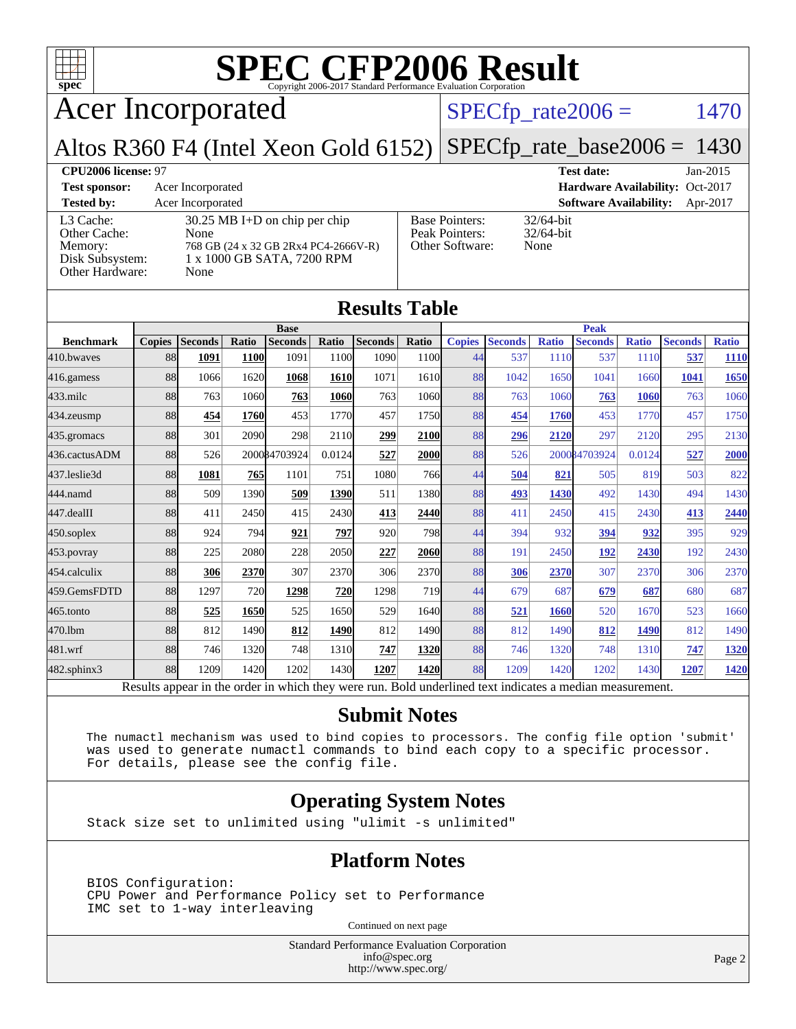# SPEC CFP2006 Result

Copyright 2006-2017 Standard Performance Evaluation Corporation

## Acer Incorporated

SPECfp_rate2006 = 1470

Altos R360 F4 (Intel Xeon Gold 6152) SPECfp_rate_base2006 = 1430

| | | | |
|---|---|---|---|
| **CPU2006 license:** 97 | | **Test date:** | Jan-2015 |
| **Test sponsor:** | Acer Incorporated | **Hardware Availability:** | Oct-2017 |
| **Tested by:** | Acer Incorporated | **Software Availability:** | Apr-2017 |

| | |
|---|---|
| L3 Cache: | 30.25 MB I+D on chip per chip |
| Other Cache: | None |
| Memory: | 768 GB (24 x 32 GB 2Rx4 PC4-2666V-R) |
| Disk Subsystem: | 1 x 1000 GB SATA, 7200 RPM |
| Other Hardware: | None |

| | |
|---|---|
| Base Pointers: | 32/64-bit |
| Peak Pointers: | 32/64-bit |
| Other Software: | None |

## Results Table

| Benchmark | Base | | | | | | | Peak | | | | | | |
|---|---|---|---|---|---|---|---|---|---|---|---|---|---|---|
| | Copies | Seconds | Ratio | Seconds | Ratio | Seconds | Ratio | Copies | Seconds | Ratio | Seconds | Ratio | Seconds | Ratio |
| 410.bwaves | 88 | **1091** | **1100** | 1091 | 1100 | 1090 | 1100 | 44 | 537 | 1110 | 537 | 1110 | **537** | **1110** |
| 416.gamess | 88 | 1066 | 1620 | **1068** | **1610** | 1071 | 1610 | 88 | 1042 | 1650 | 1041 | 1660 | **1041** | **1650** |
| 433.milc | 88 | 763 | 1060 | **763** | **1060** | 763 | 1060 | 88 | 763 | 1060 | **763** | **1060** | 763 | 1060 |
| 434.zeusmp | 88 | **454** | **1760** | 453 | 1770 | 457 | 1750 | 88 | **454** | **1760** | 453 | 1770 | 457 | 1750 |
| 435.gromacs | 88 | 301 | 2090 | 298 | 2110 | **299** | **2100** | 88 | **296** | **2120** | 297 | 2120 | 295 | 2130 |
| 436.cactusADM | 88 | 526 | 2000 | 84703924 | 0.0124 | **527** | **2000** | 88 | 526 | 2000 | 84703924 | 0.0124 | **527** | **2000** |
| 437.leslie3d | 88 | **1081** | **765** | 1101 | 751 | 1080 | 766 | 44 | **504** | **821** | 505 | 819 | 503 | 822 |
| 444.namd | 88 | 509 | 1390 | **509** | **1390** | 511 | 1380 | 88 | **493** | **1430** | 492 | 1430 | 494 | 1430 |
| 447.dealII | 88 | 411 | 2450 | 415 | 2430 | **413** | **2440** | 88 | 411 | 2450 | 415 | 2430 | **413** | **2440** |
| 450.soplex | 88 | 924 | 794 | **921** | **797** | 920 | 798 | 44 | 394 | 932 | **394** | **932** | 395 | 929 |
| 453.povray | 88 | 225 | 2080 | 228 | 2050 | **227** | **2060** | 88 | 191 | 2450 | **192** | **2430** | 192 | 2430 |
| 454.calculix | 88 | **306** | **2370** | 307 | 2370 | 306 | 2370 | 88 | **306** | **2370** | 307 | 2370 | 306 | 2370 |
| 459.GemsFDTD | 88 | 1297 | 720 | **1298** | **720** | 1298 | 719 | 44 | 679 | 687 | **679** | **687** | 680 | 687 |
| 465.tonto | 88 | **525** | **1650** | 525 | 1650 | 529 | 1640 | 88 | **521** | **1660** | 520 | 1670 | 523 | 1660 |
| 470.lbm | 88 | 812 | 1490 | **812** | **1490** | 812 | 1490 | 88 | 812 | 1490 | **812** | **1490** | 812 | 1490 |
| 481.wrf | 88 | 746 | 1320 | 748 | 1310 | **747** | **1320** | 88 | 746 | 1320 | 748 | 1310 | **747** | **1320** |
| 482.sphinx3 | 88 | 1209 | 1420 | 1202 | 1430 | **1207** | **1420** | 88 | 1209 | 1420 | 1202 | 1430 | **1207** | **1420** |

Results appear in the order in which they were run. Bold underlined text indicates a median measurement.

## Submit Notes

```
The numactl mechanism was used to bind copies to processors. The config file option 'submit'
was used to generate numactl commands to bind each copy to a specific processor.
For details, please see the config file.
```

## Operating System Notes

```
Stack size set to unlimited using "ulimit -s unlimited"
```

## Platform Notes

```
BIOS Configuration:
CPU Power and Performance Policy set to Performance
IMC set to 1-way interleaving
```

Continued on next page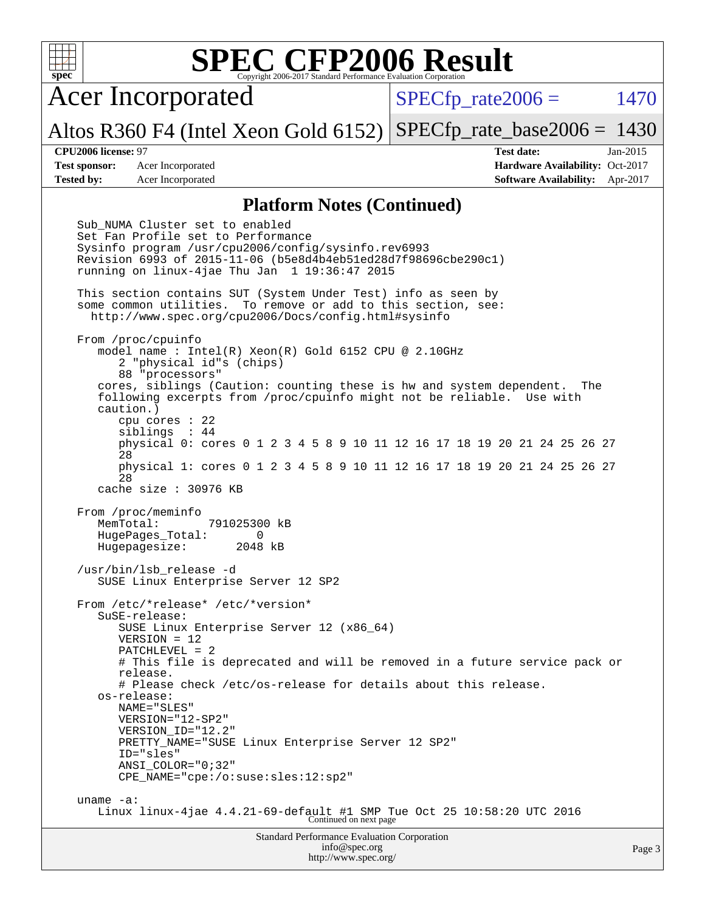# SPEC CFP2006 Result

Copyright 2006-2017 Standard Performance Evaluation Corporation

## Acer Incorporated

Altos R360 F4 (Intel Xeon Gold 6152)

SPECfp_rate2006 = 1470

SPECfp_rate_base2006 = 1430

**CPU2006 license:** 97

**Test sponsor:** Acer Incorporated

**Tested by:** Acer Incorporated

**Test date:** Jan-2015

**Hardware Availability:** Oct-2017

**Software Availability:** Apr-2017

## Platform Notes (Continued)

```
Sub_NUMA Cluster set to enabled
Set Fan Profile set to Performance
Sysinfo program /usr/cpu2006/config/sysinfo.rev6993
Revision 6993 of 2015-11-06 (b5e8d4b4eb51ed28d7f98696cbe290c1)
running on linux-4jae Thu Jan  1 19:36:47 2015

This section contains SUT (System Under Test) info as seen by
some common utilities.  To remove or add to this section, see:
  http://www.spec.org/cpu2006/Docs/config.html#sysinfo

From /proc/cpuinfo
   model name : Intel(R) Xeon(R) Gold 6152 CPU @ 2.10GHz
      2 "physical id"s (chips)
      88 "processors"
   cores, siblings (Caution: counting these is hw and system dependent.  The
   following excerpts from /proc/cpuinfo might not be reliable.  Use with
   caution.)
      cpu cores : 22
      siblings  : 44
      physical 0: cores 0 1 2 3 4 5 8 9 10 11 12 16 17 18 19 20 21 24 25 26 27
      28
      physical 1: cores 0 1 2 3 4 5 8 9 10 11 12 16 17 18 19 20 21 24 25 26 27
      28
   cache size : 30976 KB

From /proc/meminfo
   MemTotal:       791025300 kB
   HugePages_Total:       0
   Hugepagesize:       2048 kB

/usr/bin/lsb_release -d
   SUSE Linux Enterprise Server 12 SP2

From /etc/*release* /etc/*version*
   SuSE-release:
      SUSE Linux Enterprise Server 12 (x86_64)
      VERSION = 12
      PATCHLEVEL = 2
      # This file is deprecated and will be removed in a future service pack or
      release.
      # Please check /etc/os-release for details about this release.
   os-release:
      NAME="SLES"
      VERSION="12-SP2"
      VERSION_ID="12.2"
      PRETTY_NAME="SUSE Linux Enterprise Server 12 SP2"
      ID="sles"
      ANSI_COLOR="0;32"
      CPE_NAME="cpe:/o:suse:sles:12:sp2"

uname -a:
   Linux linux-4jae 4.4.21-69-default #1 SMP Tue Oct 25 10:58:20 UTC 2016
```

Continued on next page

Standard Performance Evaluation Corporation
info@spec.org
http://www.spec.org/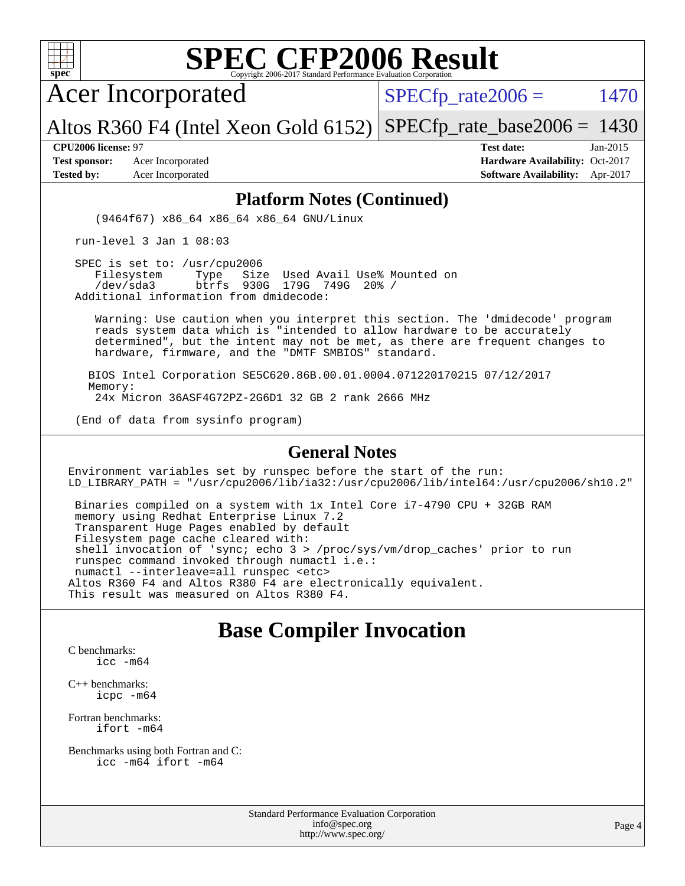# SPEC CFP2006 Result

Copyright 2006-2017 Standard Performance Evaluation Corporation

## Acer Incorporated

Altos R360 F4 (Intel Xeon Gold 6152)

SPECfp_rate2006 = 1470

SPECfp_rate_base2006 = 1430

**CPU2006 license:** 97
**Test sponsor:** Acer Incorporated
**Tested by:** Acer Incorporated

**Test date:** Jan-2015
**Hardware Availability:** Oct-2017
**Software Availability:** Apr-2017

### Platform Notes (Continued)

```
    (9464f67) x86_64 x86_64 x86_64 GNU/Linux

 run-level 3 Jan 1 08:03

 SPEC is set to: /usr/cpu2006
    Filesystem     Type   Size  Used Avail Use% Mounted on
    /dev/sda3      btrfs  930G  179G  749G  20% /
 Additional information from dmidecode:

    Warning: Use caution when you interpret this section. The 'dmidecode' program
    reads system data which is "intended to allow hardware to be accurately
    determined", but the intent may not be met, as there are frequent changes to
    hardware, firmware, and the "DMTF SMBIOS" standard.

   BIOS Intel Corporation SE5C620.86B.00.01.0004.071220170215 07/12/2017
   Memory:
    24x Micron 36ASF4G72PZ-2G6D1 32 GB 2 rank 2666 MHz

 (End of data from sysinfo program)
```

### General Notes

```
Environment variables set by runspec before the start of the run:
LD_LIBRARY_PATH = "/usr/cpu2006/lib/ia32:/usr/cpu2006/lib/intel64:/usr/cpu2006/sh10.2"

 Binaries compiled on a system with 1x Intel Core i7-4790 CPU + 32GB RAM
 memory using Redhat Enterprise Linux 7.2
 Transparent Huge Pages enabled by default
 Filesystem page cache cleared with:
 shell invocation of 'sync; echo 3 > /proc/sys/vm/drop_caches' prior to run
 runspec command invoked through numactl i.e.:
 numactl --interleave=all runspec <etc>
Altos R360 F4 and Altos R380 F4 are electronically equivalent.
This result was measured on Altos R380 F4.
```

## Base Compiler Invocation

C benchmarks:
icc -m64

C++ benchmarks:
icpc -m64

Fortran benchmarks:
ifort -m64

Benchmarks using both Fortran and C:
icc -m64 ifort -m64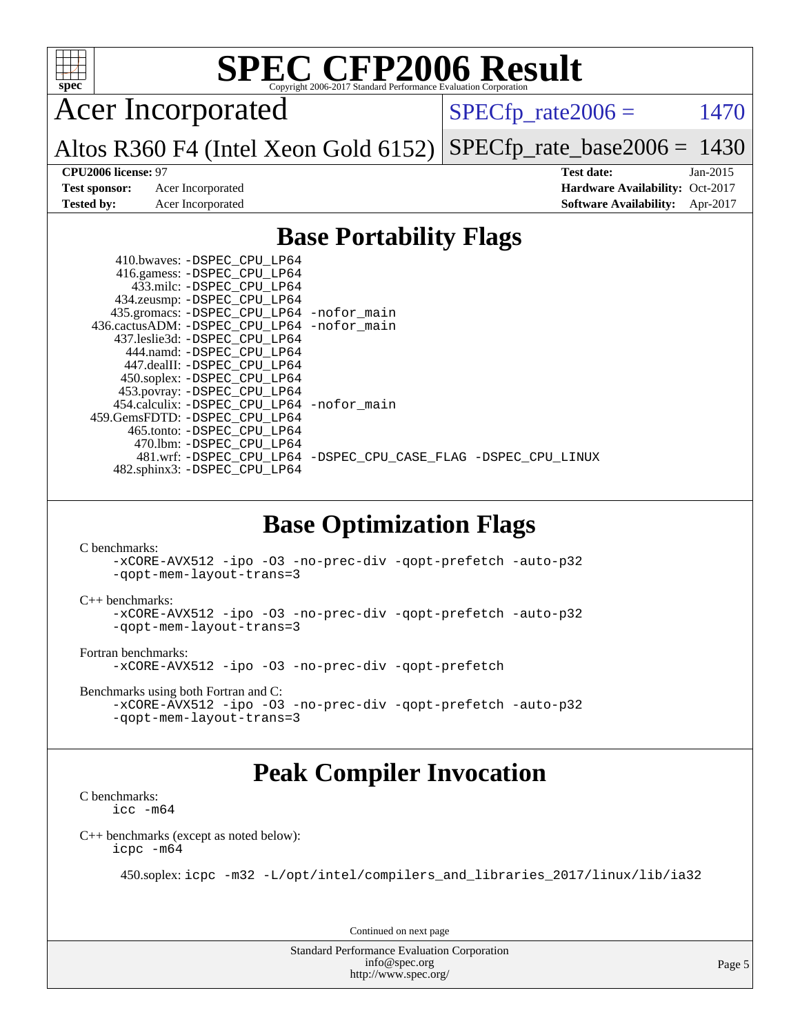# SPEC CFP2006 Result

Copyright 2006-2017 Standard Performance Evaluation Corporation

**Acer Incorporated**

**Altos R360 F4 (Intel Xeon Gold 6152)**

SPECfp_rate2006 = 1470

SPECfp_rate_base2006 = 1430

| | | | |
|---|---|---|---|
| **CPU2006 license:** 97 | | **Test date:** | Jan-2015 |
| **Test sponsor:** | Acer Incorporated | **Hardware Availability:** | Oct-2017 |
| **Tested by:** | Acer Incorporated | **Software Availability:** | Apr-2017 |

## Base Portability Flags

```
     410.bwaves: -DSPEC_CPU_LP64
     416.gamess: -DSPEC_CPU_LP64
       433.milc: -DSPEC_CPU_LP64
     434.zeusmp: -DSPEC_CPU_LP64
    435.gromacs: -DSPEC_CPU_LP64 -nofor_main
 436.cactusADM: -DSPEC_CPU_LP64 -nofor_main
   437.leslie3d: -DSPEC_CPU_LP64
       444.namd: -DSPEC_CPU_LP64
     447.dealII: -DSPEC_CPU_LP64
     450.soplex: -DSPEC_CPU_LP64
     453.povray: -DSPEC_CPU_LP64
   454.calculix: -DSPEC_CPU_LP64 -nofor_main
 459.GemsFDTD: -DSPEC_CPU_LP64
      465.tonto: -DSPEC_CPU_LP64
        470.lbm: -DSPEC_CPU_LP64
        481.wrf: -DSPEC_CPU_LP64 -DSPEC_CPU_CASE_FLAG -DSPEC_CPU_LINUX
    482.sphinx3: -DSPEC_CPU_LP64
```

## Base Optimization Flags

C benchmarks:
```
-xCORE-AVX512 -ipo -O3 -no-prec-div -qopt-prefetch -auto-p32
-qopt-mem-layout-trans=3
```

C++ benchmarks:
```
-xCORE-AVX512 -ipo -O3 -no-prec-div -qopt-prefetch -auto-p32
-qopt-mem-layout-trans=3
```

Fortran benchmarks:
```
-xCORE-AVX512 -ipo -O3 -no-prec-div -qopt-prefetch
```

Benchmarks using both Fortran and C:
```
-xCORE-AVX512 -ipo -O3 -no-prec-div -qopt-prefetch -auto-p32
-qopt-mem-layout-trans=3
```

## Peak Compiler Invocation

C benchmarks:
```
icc -m64
```

C++ benchmarks (except as noted below):
```
icpc -m64
```

450.soplex: `icpc -m32 -L/opt/intel/compilers_and_libraries_2017/linux/lib/ia32`

Continued on next page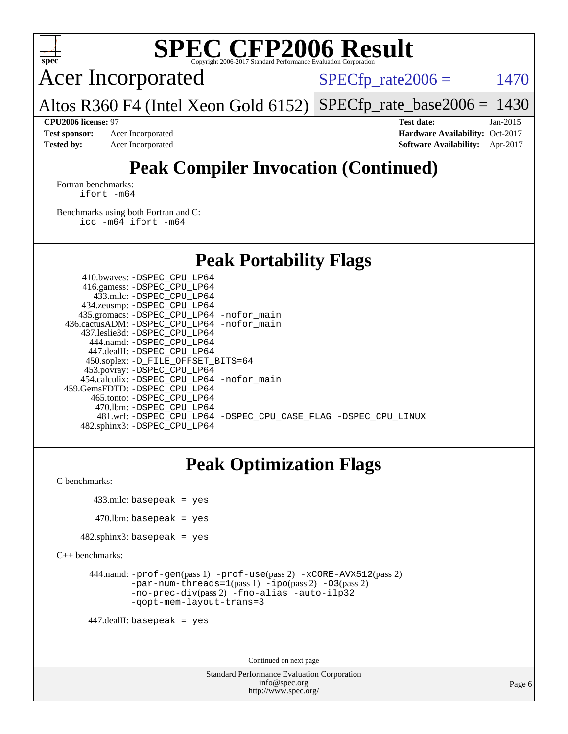# SPEC CFP2006 Result

Copyright 2006-2017 Standard Performance Evaluation Corporation

## Acer Incorporated

Altos R360 F4 (Intel Xeon Gold 6152)

SPECfp_rate2006 = 1470

SPECfp_rate_base2006 = 1430

| | | | |
|---|---|---|---|
| **CPU2006 license:** 97 | | **Test date:** | Jan-2015 |
| **Test sponsor:** | Acer Incorporated | **Hardware Availability:** | Oct-2017 |
| **Tested by:** | Acer Incorporated | **Software Availability:** | Apr-2017 |

## Peak Compiler Invocation (Continued)

Fortran benchmarks:
```
ifort -m64
```

Benchmarks using both Fortran and C:
```
icc -m64 ifort -m64
```

## Peak Portability Flags

410.bwaves: -DSPEC_CPU_LP64
416.gamess: -DSPEC_CPU_LP64
433.milc: -DSPEC_CPU_LP64
434.zeusmp: -DSPEC_CPU_LP64
435.gromacs: -DSPEC_CPU_LP64 -nofor_main
436.cactusADM: -DSPEC_CPU_LP64 -nofor_main
437.leslie3d: -DSPEC_CPU_LP64
444.namd: -DSPEC_CPU_LP64
447.dealII: -DSPEC_CPU_LP64
450.soplex: -D_FILE_OFFSET_BITS=64
453.povray: -DSPEC_CPU_LP64
454.calculix: -DSPEC_CPU_LP64 -nofor_main
459.GemsFDTD: -DSPEC_CPU_LP64
465.tonto: -DSPEC_CPU_LP64
470.lbm: -DSPEC_CPU_LP64
481.wrf: -DSPEC_CPU_LP64 -DSPEC_CPU_CASE_FLAG -DSPEC_CPU_LINUX
482.sphinx3: -DSPEC_CPU_LP64

## Peak Optimization Flags

C benchmarks:

433.milc: basepeak = yes

470.lbm: basepeak = yes

482.sphinx3: basepeak = yes

C++ benchmarks:

444.namd: -prof-gen(pass 1) -prof-use(pass 2) -xCORE-AVX512(pass 2) -par-num-threads=1(pass 1) -ipo(pass 2) -O3(pass 2) -no-prec-div(pass 2) -fno-alias -auto-ilp32 -qopt-mem-layout-trans=3

447.dealII: basepeak = yes

Continued on next page

Standard Performance Evaluation Corporation
info@spec.org
http://www.spec.org/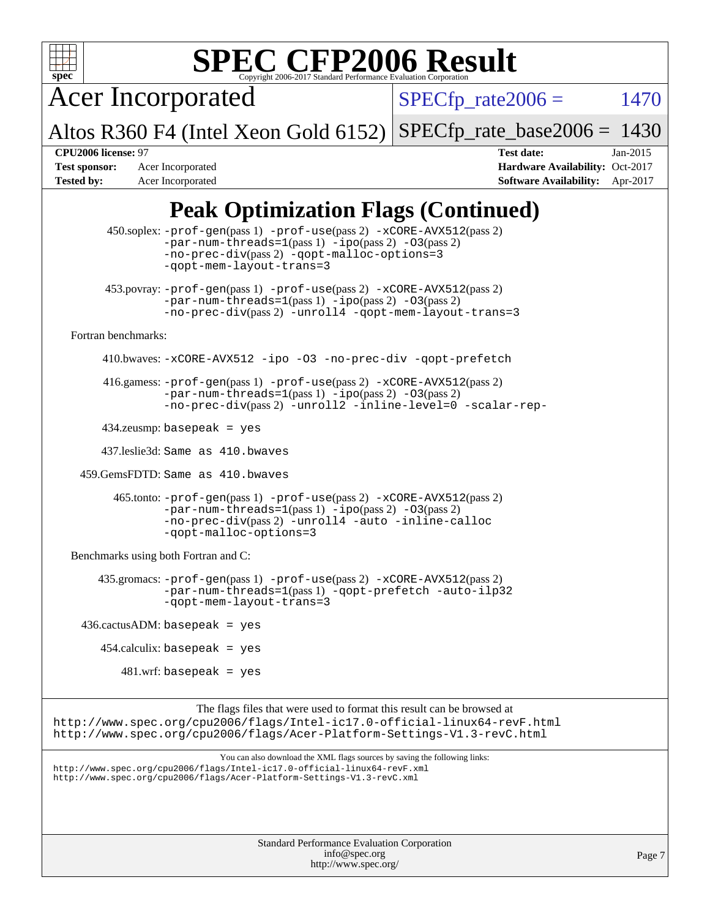# SPEC CFP2006 Result

Copyright 2006-2017 Standard Performance Evaluation Corporation

**Acer Incorporated**

**Altos R360 F4 (Intel Xeon Gold 6152)**

SPECfp_rate2006 = 1470

SPECfp_rate_base2006 = 1430

| | | | |
|---|---|---|---|
| **CPU2006 license:** 97 | | **Test date:** | Jan-2015 |
| **Test sponsor:** | Acer Incorporated | **Hardware Availability:** | Oct-2017 |
| **Tested by:** | Acer Incorporated | **Software Availability:** | Apr-2017 |

## Peak Optimization Flags (Continued)

450.soplex: -prof-gen(pass 1) -prof-use(pass 2) -xCORE-AVX512(pass 2) -par-num-threads=1(pass 1) -ipo(pass 2) -O3(pass 2) -no-prec-div(pass 2) -qopt-malloc-options=3 -qopt-mem-layout-trans=3

453.povray: -prof-gen(pass 1) -prof-use(pass 2) -xCORE-AVX512(pass 2) -par-num-threads=1(pass 1) -ipo(pass 2) -O3(pass 2) -no-prec-div(pass 2) -unroll4 -qopt-mem-layout-trans=3

Fortran benchmarks:

410.bwaves: -xCORE-AVX512 -ipo -O3 -no-prec-div -qopt-prefetch

416.gamess: -prof-gen(pass 1) -prof-use(pass 2) -xCORE-AVX512(pass 2) -par-num-threads=1(pass 1) -ipo(pass 2) -O3(pass 2) -no-prec-div(pass 2) -unroll2 -inline-level=0 -scalar-rep-

434.zeusmp: basepeak = yes

437.leslie3d: Same as 410.bwaves

459.GemsFDTD: Same as 410.bwaves

465.tonto: -prof-gen(pass 1) -prof-use(pass 2) -xCORE-AVX512(pass 2) -par-num-threads=1(pass 1) -ipo(pass 2) -O3(pass 2) -no-prec-div(pass 2) -unroll4 -auto -inline-calloc -qopt-malloc-options=3

Benchmarks using both Fortran and C:

435.gromacs: -prof-gen(pass 1) -prof-use(pass 2) -xCORE-AVX512(pass 2) -par-num-threads=1(pass 1) -qopt-prefetch -auto-ilp32 -qopt-mem-layout-trans=3

436.cactusADM: basepeak = yes

454.calculix: basepeak = yes

481.wrf: basepeak = yes

The flags files that were used to format this result can be browsed at
http://www.spec.org/cpu2006/flags/Intel-ic17.0-official-linux64-revF.html
http://www.spec.org/cpu2006/flags/Acer-Platform-Settings-V1.3-revC.html

You can also download the XML flags sources by saving the following links:
http://www.spec.org/cpu2006/flags/Intel-ic17.0-official-linux64-revF.xml
http://www.spec.org/cpu2006/flags/Acer-Platform-Settings-V1.3-revC.xml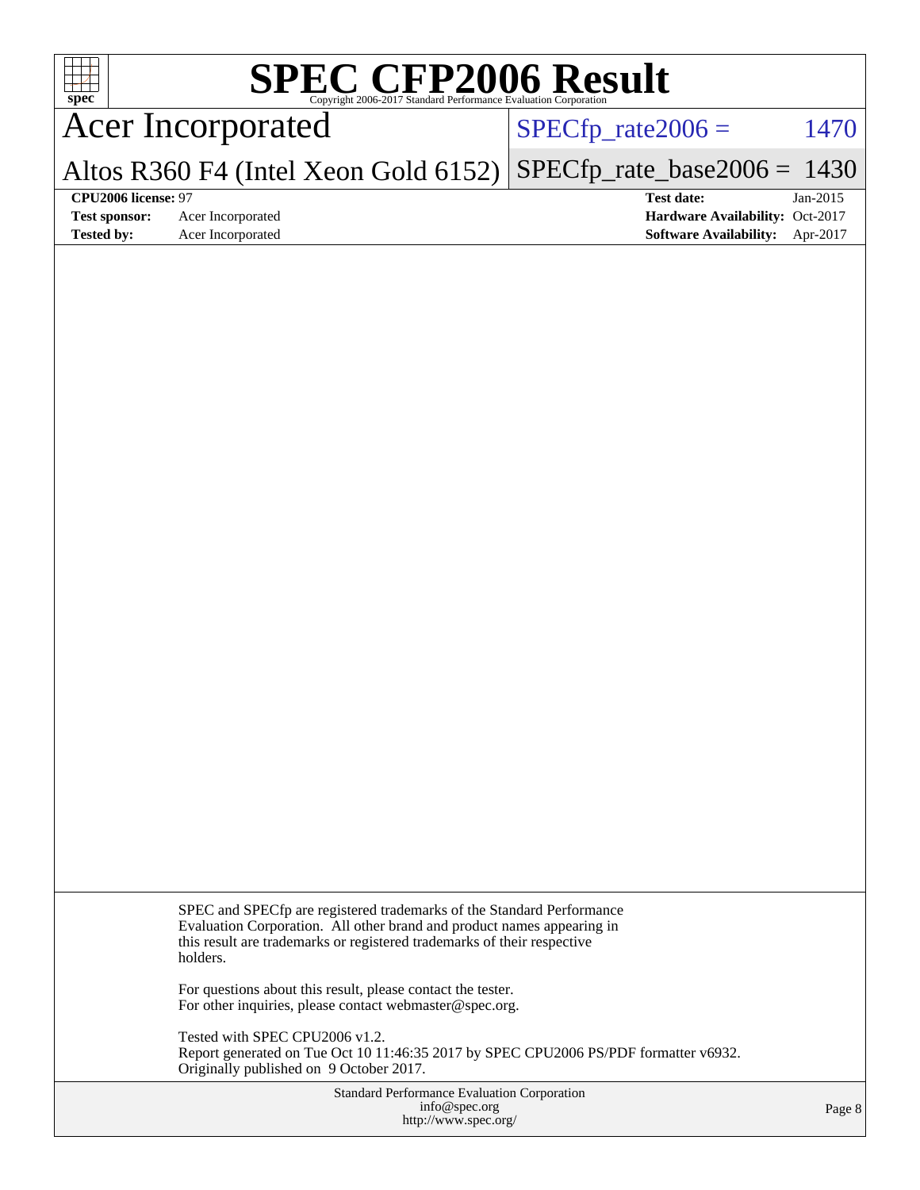# SPEC CFP2006 Result

Copyright 2006-2017 Standard Performance Evaluation Corporation

## Acer Incorporated

Altos R360 F4 (Intel Xeon Gold 6152)

SPECfp_rate2006 = 1470

SPECfp_rate_base2006 = 1430

**CPU2006 license:** 97
**Test sponsor:** Acer Incorporated
**Tested by:** Acer Incorporated

**Test date:** Jan-2015
**Hardware Availability:** Oct-2017
**Software Availability:** Apr-2017

SPEC and SPECfp are registered trademarks of the Standard Performance Evaluation Corporation. All other brand and product names appearing in this result are trademarks or registered trademarks of their respective holders.

For questions about this result, please contact the tester.
For other inquiries, please contact webmaster@spec.org.

Tested with SPEC CPU2006 v1.2.
Report generated on Tue Oct 10 11:46:35 2017 by SPEC CPU2006 PS/PDF formatter v6932.
Originally published on 9 October 2017.

Standard Performance Evaluation Corporation
info@spec.org
http://www.spec.org/